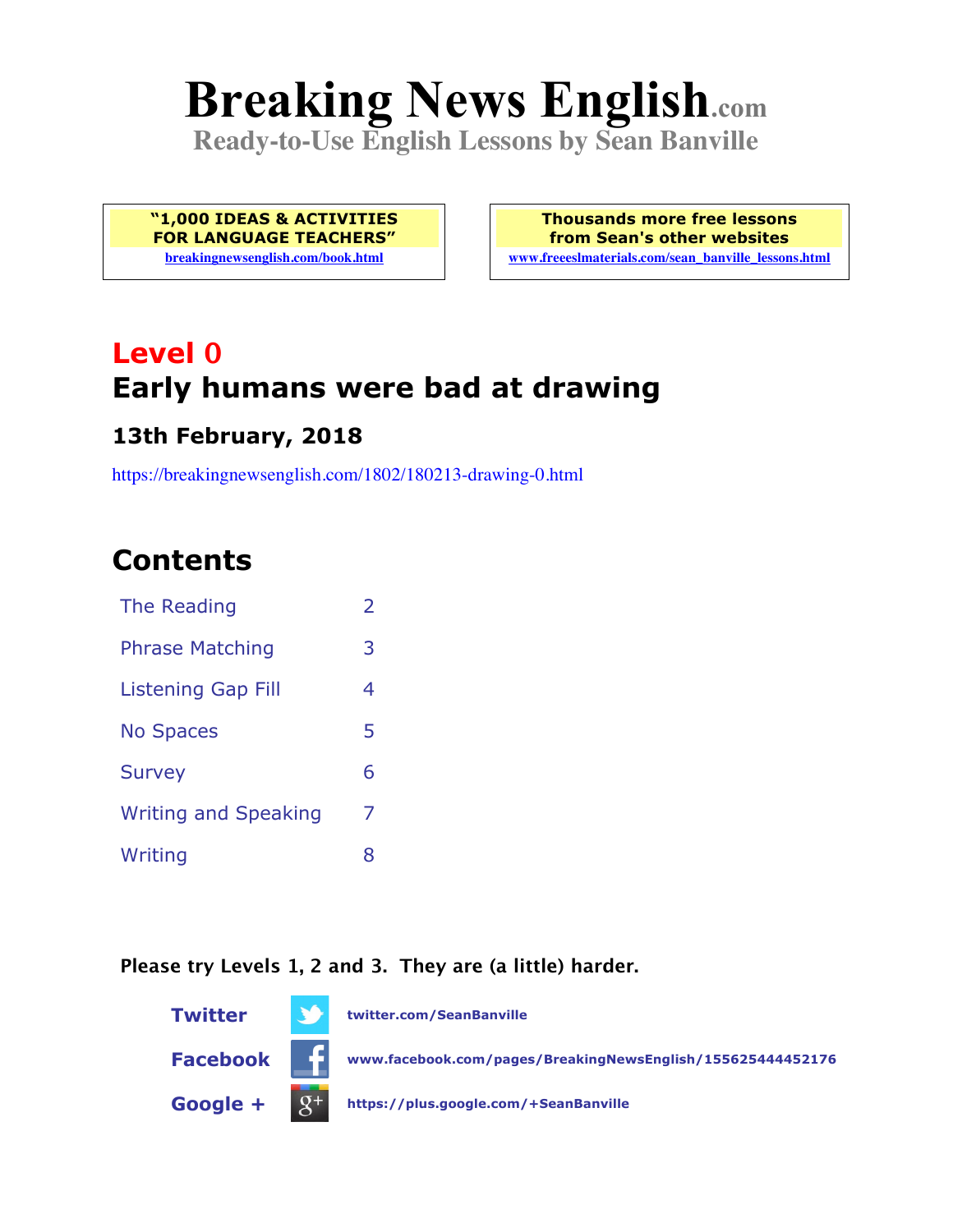# Breaking News English.com

**Ready-to-Use English Lessons by Sean Banville**

| "1,000 IDEAS & ACTIVITIES FOR LANGUAGE TEACHERS" breakingnewsenglish.com/book.html | Thousands more free lessons from Sean's other websites www.freeeslmaterials.com/sean_banville_lessons.html |
|---|---|

## Level 0

## Early humans were bad at drawing

### 13th February, 2018

https://breakingnewsenglish.com/1802/180213-drawing-0.html

## Contents

| | |
|---|---|
| The Reading | 2 |
| Phrase Matching | 3 |
| Listening Gap Fill | 4 |
| No Spaces | 5 |
| Survey | 6 |
| Writing and Speaking | 7 |
| Writing | 8 |

**Please try Levels 1, 2 and 3. They are (a little) harder.**

**Twitter** twitter.com/SeanBanville

**Facebook** www.facebook.com/pages/BreakingNewsEnglish/155625444452176

**Google +** https://plus.google.com/+SeanBanville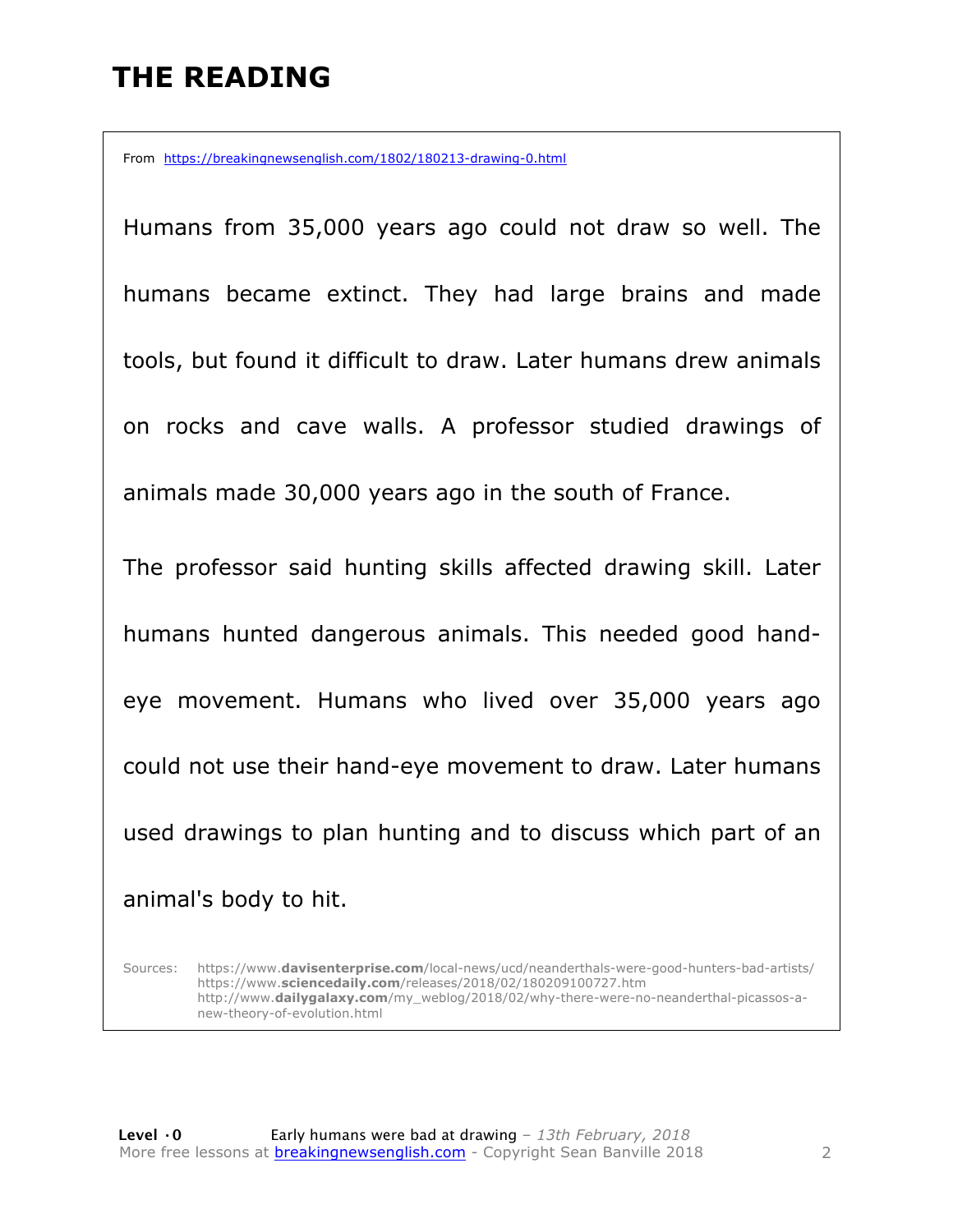# THE READING

From https://breakingnewsenglish.com/1802/180213-drawing-0.html

Humans from 35,000 years ago could not draw so well. The humans became extinct. They had large brains and made tools, but found it difficult to draw. Later humans drew animals on rocks and cave walls. A professor studied drawings of animals made 30,000 years ago in the south of France.

The professor said hunting skills affected drawing skill. Later humans hunted dangerous animals. This needed good hand-eye movement. Humans who lived over 35,000 years ago could not use their hand-eye movement to draw. Later humans used drawings to plan hunting and to discuss which part of an animal's body to hit.

Sources: https://www.**davisenterprise.com**/local-news/ucd/neanderthals-were-good-hunters-bad-artists/
https://www.**sciencedaily.com**/releases/2018/02/180209100727.htm
http://www.**dailygalaxy.com**/my_weblog/2018/02/why-there-were-no-neanderthal-picassos-a-new-theory-of-evolution.html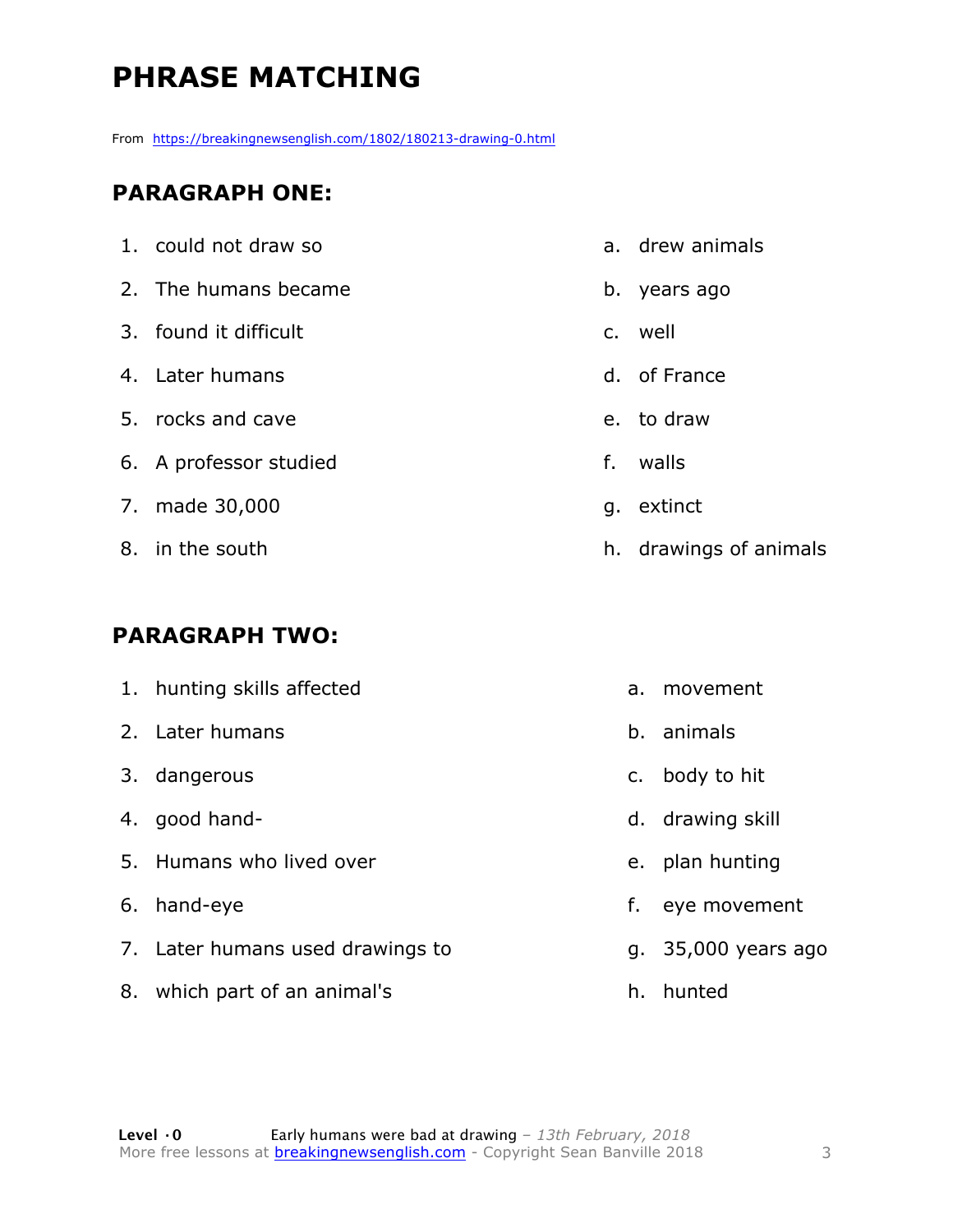# PHRASE MATCHING

From https://breakingnewsenglish.com/1802/180213-drawing-0.html

## PARAGRAPH ONE:

| | |
|---|---|
| 1. could not draw so | a. drew animals |
| 2. The humans became | b. years ago |
| 3. found it difficult | c. well |
| 4. Later humans | d. of France |
| 5. rocks and cave | e. to draw |
| 6. A professor studied | f. walls |
| 7. made 30,000 | g. extinct |
| 8. in the south | h. drawings of animals |

## PARAGRAPH TWO:

| | |
|---|---|
| 1. hunting skills affected | a. movement |
| 2. Later humans | b. animals |
| 3. dangerous | c. body to hit |
| 4. good hand- | d. drawing skill |
| 5. Humans who lived over | e. plan hunting |
| 6. hand-eye | f. eye movement |
| 7. Later humans used drawings to | g. 35,000 years ago |
| 8. which part of an animal's | h. hunted |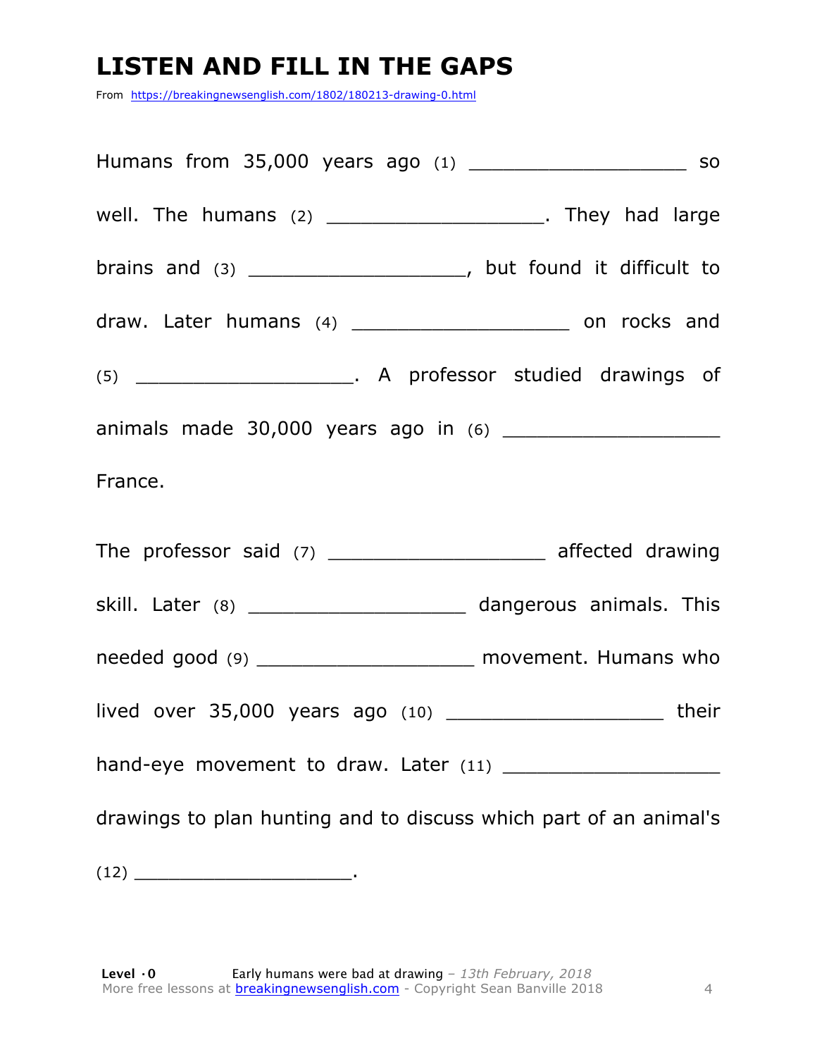# LISTEN AND FILL IN THE GAPS

From https://breakingnewsenglish.com/1802/180213-drawing-0.html

Humans from 35,000 years ago (1) ___________________ so well. The humans (2) ___________________. They had large brains and (3) ___________________, but found it difficult to draw. Later humans (4) ___________________ on rocks and (5) ___________________. A professor studied drawings of animals made 30,000 years ago in (6) ___________________ France.

The professor said (7) ___________________ affected drawing skill. Later (8) ___________________ dangerous animals. This needed good (9) ___________________ movement. Humans who lived over 35,000 years ago (10) ___________________ their hand-eye movement to draw. Later (11) ___________________ drawings to plan hunting and to discuss which part of an animal's (12) ___________________.

**Level · 0** Early humans were bad at drawing – *13th February, 2018*
More free lessons at breakingnewsenglish.com - Copyright Sean Banville 2018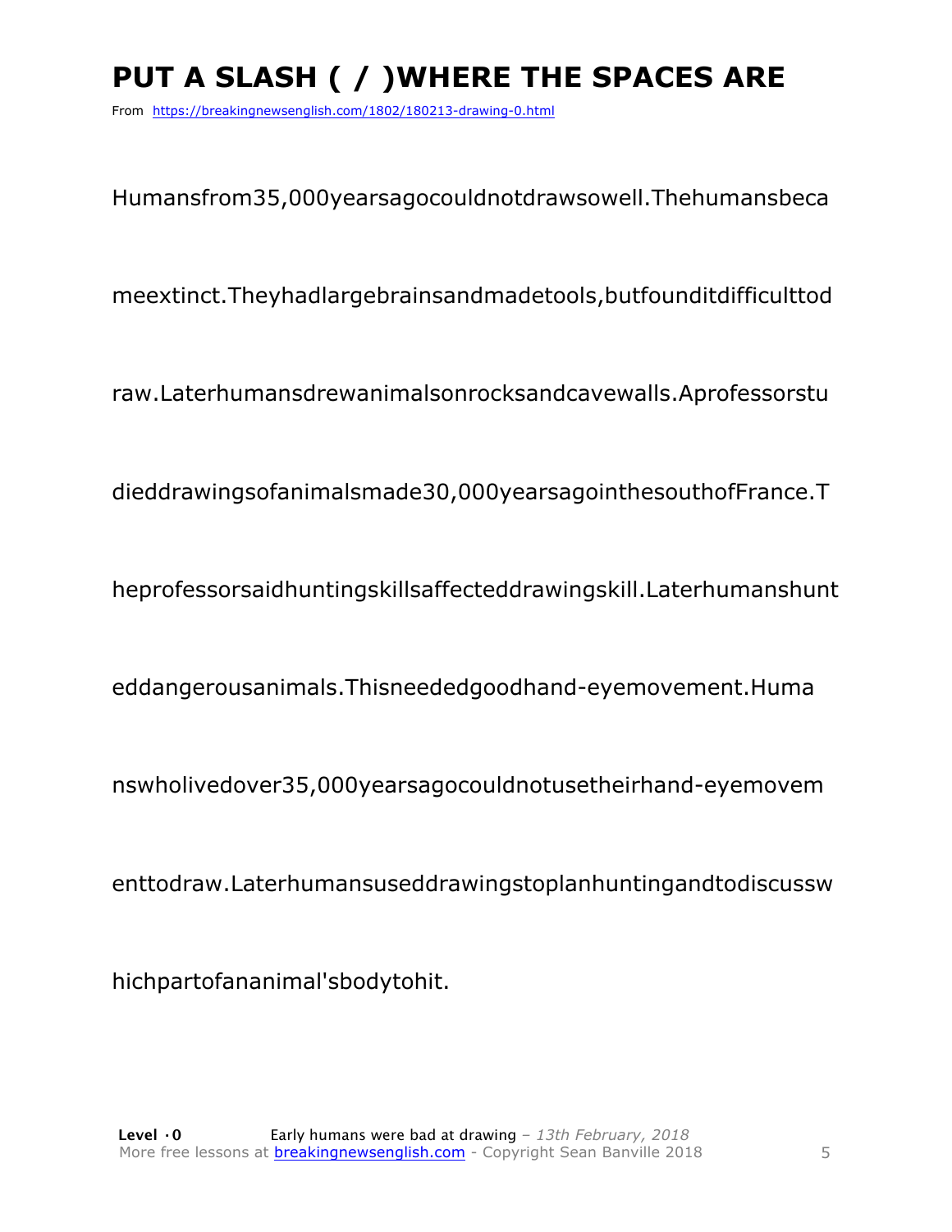# PUT A SLASH ( / )WHERE THE SPACES ARE

From https://breakingnewsenglish.com/1802/180213-drawing-0.html

Humansfrom35,000yearsagocouldnotdrawsowell.Thehumansbeca

meextinct.Theyhadlargebrainsandmadetools,butfounditdifficulttod

raw.Laterhumansdrewanimalsonrocksandcavewalls.Aprofessorstu

dieddrawingsofanimalsmade30,000yearsagointhesouthofFrance.T

heprofessorsaidhuntingskillsaffecteddrawingskill.Laterhumanshunt

eddangerousanimals.Thisneededgoodhand-eyemovement.Huma

nswholivedover35,000yearsagocouldnotusetheirhand-eyemovem

enttodraw.Laterhumansuseddrawingstoplanhuntingandtodiscussw

hichpartofananimal'sbodytohit.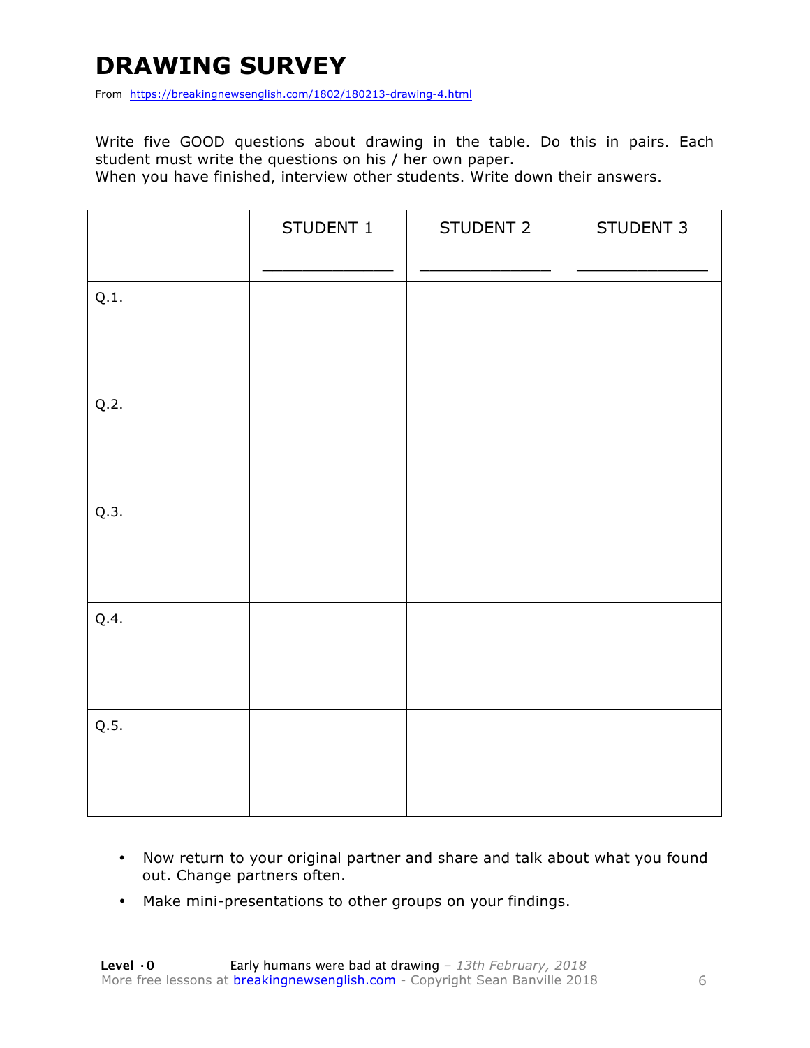# DRAWING SURVEY

From https://breakingnewsenglish.com/1802/180213-drawing-4.html

Write five GOOD questions about drawing in the table. Do this in pairs. Each student must write the questions on his / her own paper.
When you have finished, interview other students. Write down their answers.

| | STUDENT 1<br>_______________ | STUDENT 2<br>_______________ | STUDENT 3<br>_______________ |
|---|---|---|---|
| Q.1. | | | |
| Q.2. | | | |
| Q.3. | | | |
| Q.4. | | | |
| Q.5. | | | |

- Now return to your original partner and share and talk about what you found out. Change partners often.
- Make mini-presentations to other groups on your findings.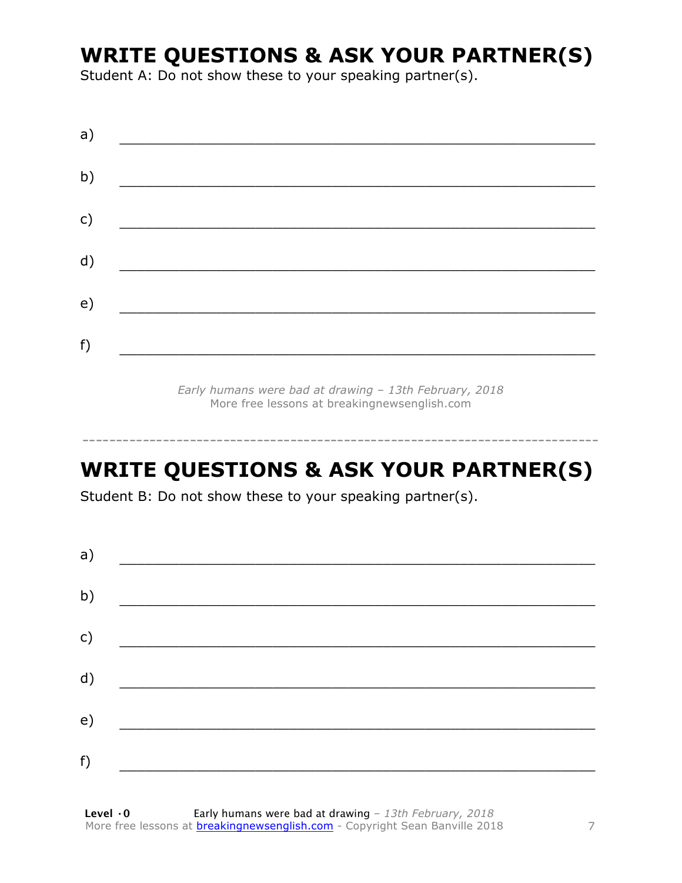## WRITE QUESTIONS & ASK YOUR PARTNER(S)

Student A: Do not show these to your speaking partner(s).

a) ___________________________________________________________

b) ___________________________________________________________

c) ___________________________________________________________

d) ___________________________________________________________

e) ___________________________________________________________

f) ___________________________________________________________

*Early humans were bad at drawing – 13th February, 2018*
More free lessons at breakingnewsenglish.com

---

## WRITE QUESTIONS & ASK YOUR PARTNER(S)

Student B: Do not show these to your speaking partner(s).

a) ___________________________________________________________

b) ___________________________________________________________

c) ___________________________________________________________

d) ___________________________________________________________

e) ___________________________________________________________

f) ___________________________________________________________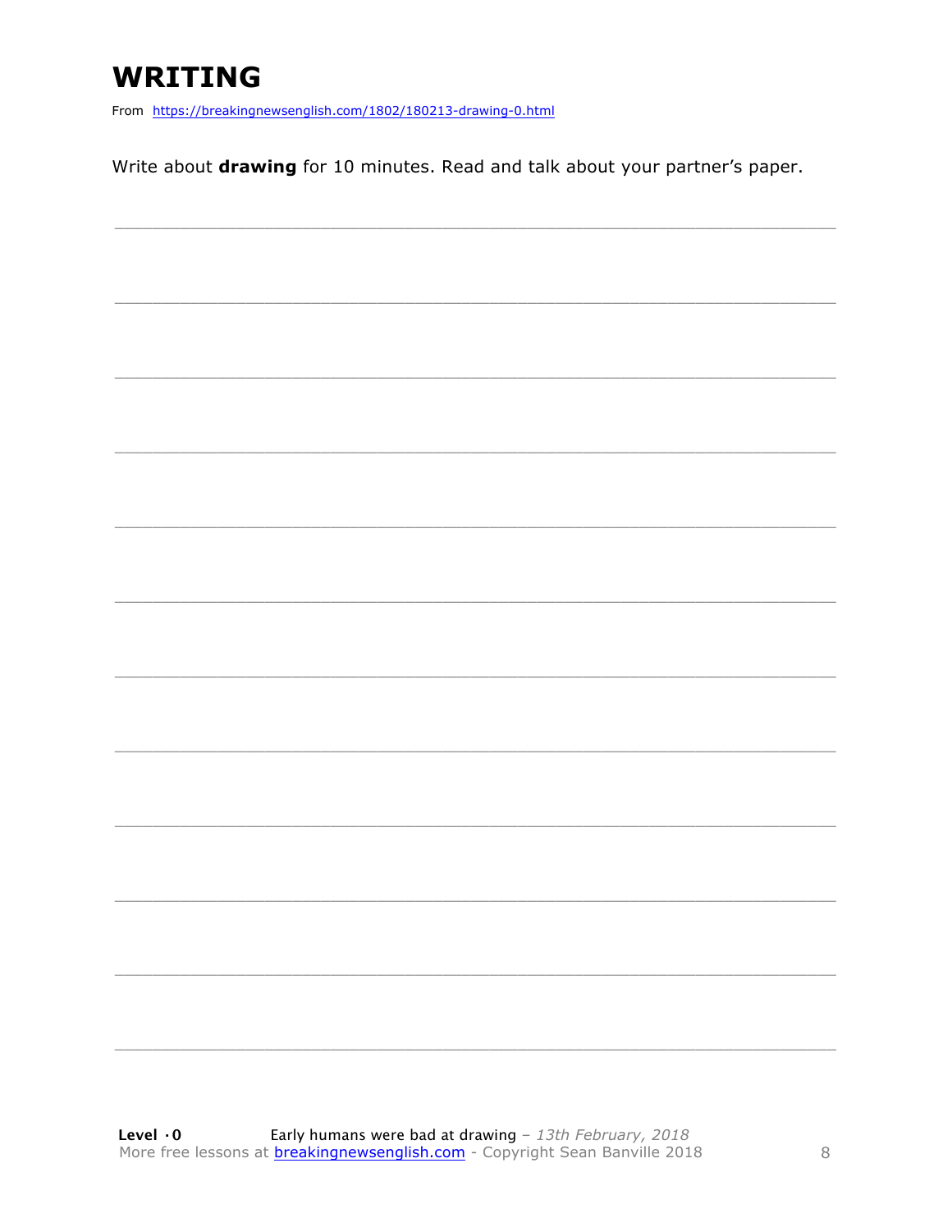# WRITING

From https://breakingnewsenglish.com/1802/180213-drawing-0.html

Write about **drawing** for 10 minutes. Read and talk about your partner's paper.